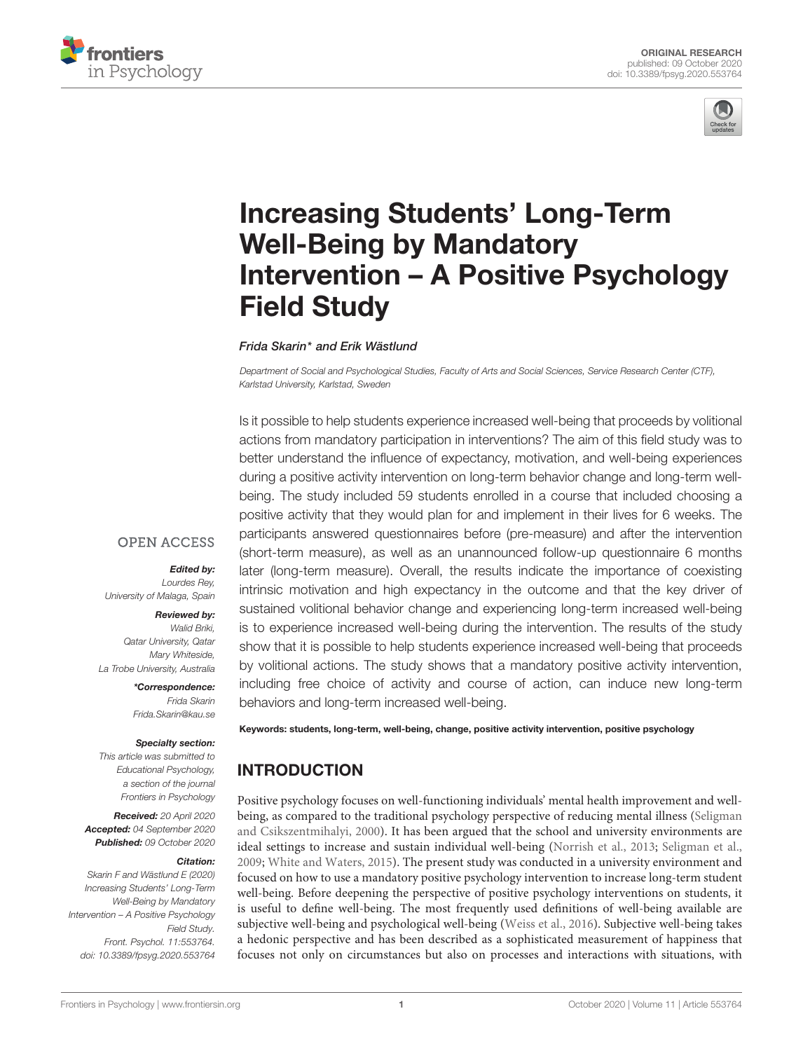ORIGINAL RESEARCH
published: 09 October 2020
doi: 10.3389/fpsyg.2020.553764

# Increasing Students' Long-Term Well-Being by Mandatory Intervention – A Positive Psychology Field Study

*Frida Skarin\* and Erik Wästlund*

*Department of Social and Psychological Studies, Faculty of Arts and Social Sciences, Service Research Center (CTF), Karlstad University, Karlstad, Sweden*

Is it possible to help students experience increased well-being that proceeds by volitional actions from mandatory participation in interventions? The aim of this field study was to better understand the influence of expectancy, motivation, and well-being experiences during a positive activity intervention on long-term behavior change and long-term well-being. The study included 59 students enrolled in a course that included choosing a positive activity that they would plan for and implement in their lives for 6 weeks. The participants answered questionnaires before (pre-measure) and after the intervention (short-term measure), as well as an unannounced follow-up questionnaire 6 months later (long-term measure). Overall, the results indicate the importance of coexisting intrinsic motivation and high expectancy in the outcome and that the key driver of sustained volitional behavior change and experiencing long-term increased well-being is to experience increased well-being during the intervention. The results of the study show that it is possible to help students experience increased well-being that proceeds by volitional actions. The study shows that a mandatory positive activity intervention, including free choice of activity and course of action, can induce new long-term behaviors and long-term increased well-being.

**Keywords: students, long-term, well-being, change, positive activity intervention, positive psychology**

OPEN ACCESS

***Edited by:***
*Lourdes Rey,*
*University of Malaga, Spain*

***Reviewed by:***
*Walid Briki,*
*Qatar University, Qatar*
*Mary Whiteside,*
*La Trobe University, Australia*

***\*Correspondence:***
*Frida Skarin*
*Frida.Skarin@kau.se*

***Specialty section:***
*This article was submitted to Educational Psychology, a section of the journal Frontiers in Psychology*

***Received:*** *20 April 2020*
***Accepted:*** *04 September 2020*
***Published:*** *09 October 2020*

***Citation:***
*Skarin F and Wästlund E (2020) Increasing Students' Long-Term Well-Being by Mandatory Intervention – A Positive Psychology Field Study. Front. Psychol. 11:553764. doi: 10.3389/fpsyg.2020.553764*

## INTRODUCTION

Positive psychology focuses on well-functioning individuals' mental health improvement and well-being, as compared to the traditional psychology perspective of reducing mental illness (Seligman and Csikszentmihalyi, 2000). It has been argued that the school and university environments are ideal settings to increase and sustain individual well-being (Norrish et al., 2013; Seligman et al., 2009; White and Waters, 2015). The present study was conducted in a university environment and focused on how to use a mandatory positive psychology intervention to increase long-term student well-being. Before deepening the perspective of positive psychology interventions on students, it is useful to define well-being. The most frequently used definitions of well-being available are subjective well-being and psychological well-being (Weiss et al., 2016). Subjective well-being takes a hedonic perspective and has been described as a sophisticated measurement of happiness that focuses not only on circumstances but also on processes and interactions with situations, with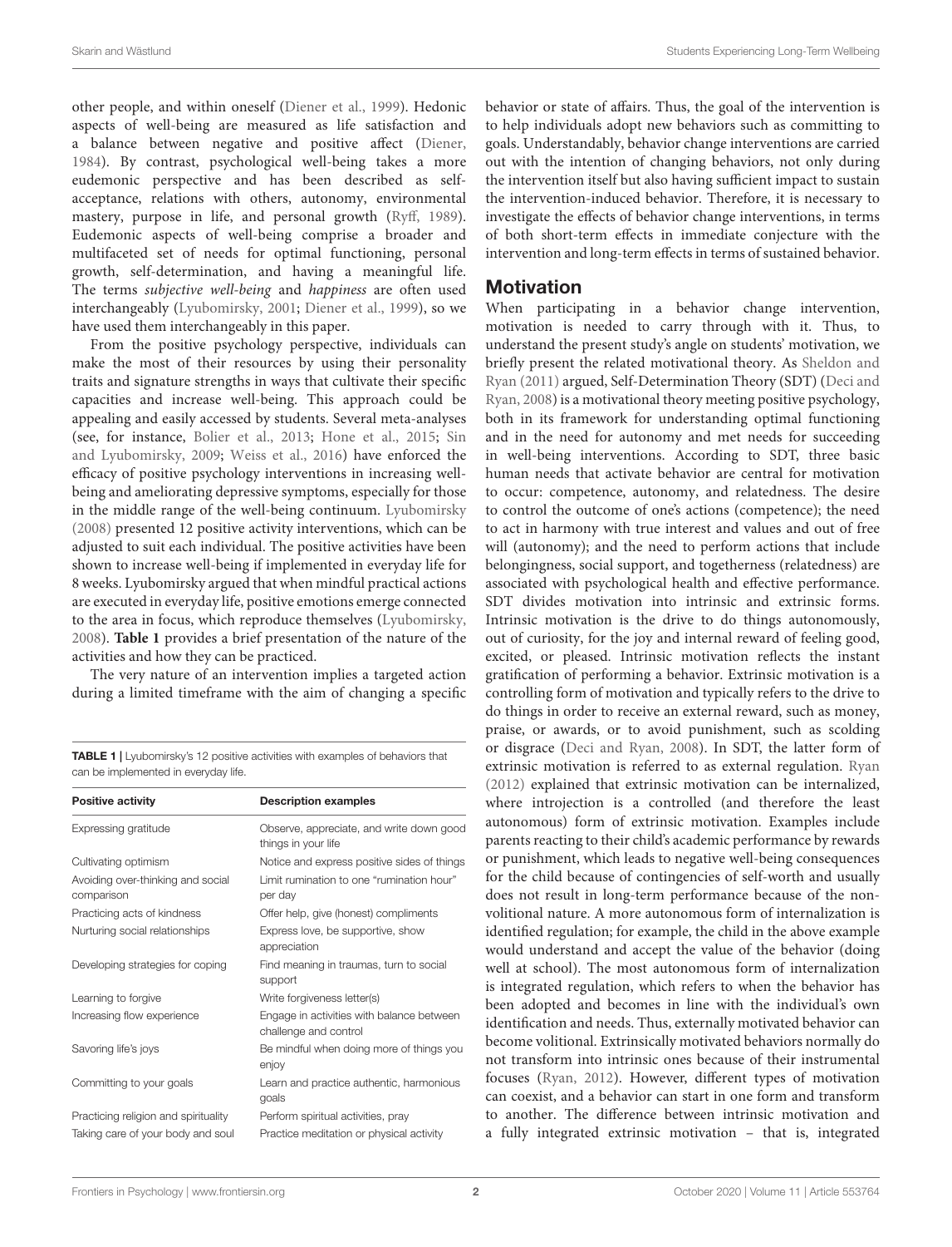other people, and within oneself (Diener et al., 1999). Hedonic aspects of well-being are measured as life satisfaction and a balance between negative and positive affect (Diener, 1984). By contrast, psychological well-being takes a more eudemonic perspective and has been described as self-acceptance, relations with others, autonomy, environmental mastery, purpose in life, and personal growth (Ryff, 1989). Eudemonic aspects of well-being comprise a broader and multifaceted set of needs for optimal functioning, personal growth, self-determination, and having a meaningful life. The terms *subjective well-being* and *happiness* are often used interchangeably (Lyubomirsky, 2001; Diener et al., 1999), so we have used them interchangeably in this paper.

From the positive psychology perspective, individuals can make the most of their resources by using their personality traits and signature strengths in ways that cultivate their specific capacities and increase well-being. This approach could be appealing and easily accessed by students. Several meta-analyses (see, for instance, Bolier et al., 2013; Hone et al., 2015; Sin and Lyubomirsky, 2009; Weiss et al., 2016) have enforced the efficacy of positive psychology interventions in increasing well-being and ameliorating depressive symptoms, especially for those in the middle range of the well-being continuum. Lyubomirsky (2008) presented 12 positive activity interventions, which can be adjusted to suit each individual. The positive activities have been shown to increase well-being if implemented in everyday life for 8 weeks. Lyubomirsky argued that when mindful practical actions are executed in everyday life, positive emotions emerge connected to the area in focus, which reproduce themselves (Lyubomirsky, 2008). **Table 1** provides a brief presentation of the nature of the activities and how they can be practiced.

The very nature of an intervention implies a targeted action during a limited timeframe with the aim of changing a specific behavior or state of affairs. Thus, the goal of the intervention is to help individuals adopt new behaviors such as committing to goals. Understandably, behavior change interventions are carried out with the intention of changing behaviors, not only during the intervention itself but also having sufficient impact to sustain the intervention-induced behavior. Therefore, it is necessary to investigate the effects of behavior change interventions, in terms of both short-term effects in immediate conjecture with the intervention and long-term effects in terms of sustained behavior.

**TABLE 1** | Lyubomirsky's 12 positive activities with examples of behaviors that can be implemented in everyday life.

| Positive activity | Description examples |
|---|---|
| Expressing gratitude | Observe, appreciate, and write down good things in your life |
| Cultivating optimism | Notice and express positive sides of things |
| Avoiding over-thinking and social comparison | Limit rumination to one "rumination hour" per day |
| Practicing acts of kindness | Offer help, give (honest) compliments |
| Nurturing social relationships | Express love, be supportive, show appreciation |
| Developing strategies for coping | Find meaning in traumas, turn to social support |
| Learning to forgive | Write forgiveness letter(s) |
| Increasing flow experience | Engage in activities with balance between challenge and control |
| Savoring life's joys | Be mindful when doing more of things you enjoy |
| Committing to your goals | Learn and practice authentic, harmonious goals |
| Practicing religion and spirituality | Perform spiritual activities, pray |
| Taking care of your body and soul | Practice meditation or physical activity |

## Motivation

When participating in a behavior change intervention, motivation is needed to carry through with it. Thus, to understand the present study's angle on students' motivation, we briefly present the related motivational theory. As Sheldon and Ryan (2011) argued, Self-Determination Theory (SDT) (Deci and Ryan, 2008) is a motivational theory meeting positive psychology, both in its framework for understanding optimal functioning and in the need for autonomy and met needs for succeeding in well-being interventions. According to SDT, three basic human needs that activate behavior are central for motivation to occur: competence, autonomy, and relatedness. The desire to control the outcome of one's actions (competence); the need to act in harmony with true interest and values and out of free will (autonomy); and the need to perform actions that include belongingness, social support, and togetherness (relatedness) are associated with psychological health and effective performance. SDT divides motivation into intrinsic and extrinsic forms. Intrinsic motivation is the drive to do things autonomously, out of curiosity, for the joy and internal reward of feeling good, excited, or pleased. Intrinsic motivation reflects the instant gratification of performing a behavior. Extrinsic motivation is a controlling form of motivation and typically refers to the drive to do things in order to receive an external reward, such as money, praise, or awards, or to avoid punishment, such as scolding or disgrace (Deci and Ryan, 2008). In SDT, the latter form of extrinsic motivation is referred to as external regulation. Ryan (2012) explained that extrinsic motivation can be internalized, where introjection is a controlled (and therefore the least autonomous) form of extrinsic motivation. Examples include parents reacting to their child's academic performance by rewards or punishment, which leads to negative well-being consequences for the child because of contingencies of self-worth and usually does not result in long-term performance because of the non-volitional nature. A more autonomous form of internalization is identified regulation; for example, the child in the above example would understand and accept the value of the behavior (doing well at school). The most autonomous form of internalization is integrated regulation, which refers to when the behavior has been adopted and becomes in line with the individual's own identification and needs. Thus, externally motivated behavior can become volitional. Extrinsically motivated behaviors normally do not transform into intrinsic ones because of their instrumental focuses (Ryan, 2012). However, different types of motivation can coexist, and a behavior can start in one form and transform to another. The difference between intrinsic motivation and a fully integrated extrinsic motivation – that is, integrated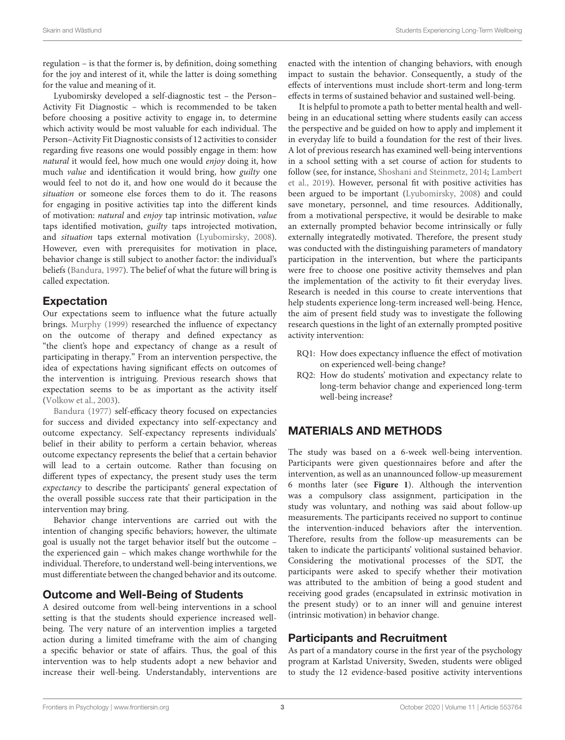regulation – is that the former is, by definition, doing something for the joy and interest of it, while the latter is doing something for the value and meaning of it.

Lyubomirsky developed a self-diagnostic test – the Person–Activity Fit Diagnostic – which is recommended to be taken before choosing a positive activity to engage in, to determine which activity would be most valuable for each individual. The Person–Activity Fit Diagnostic consists of 12 activities to consider regarding five reasons one would possibly engage in them: how *natural* it would feel, how much one would *enjoy* doing it, how much *value* and identification it would bring, how *guilty* one would feel to not do it, and how one would do it because the *situation* or someone else forces them to do it. The reasons for engaging in positive activities tap into the different kinds of motivation: *natural* and *enjoy* tap intrinsic motivation, *value* taps identified motivation, *guilty* taps introjected motivation, and *situation* taps external motivation (Lyubomirsky, 2008). However, even with prerequisites for motivation in place, behavior change is still subject to another factor: the individual's beliefs (Bandura, 1997). The belief of what the future will bring is called expectation.

## Expectation

Our expectations seem to influence what the future actually brings. Murphy (1999) researched the influence of expectancy on the outcome of therapy and defined expectancy as "the client's hope and expectancy of change as a result of participating in therapy." From an intervention perspective, the idea of expectations having significant effects on outcomes of the intervention is intriguing. Previous research shows that expectation seems to be as important as the activity itself (Volkow et al., 2003).

Bandura (1977) self-efficacy theory focused on expectancies for success and divided expectancy into self-expectancy and outcome expectancy. Self-expectancy represents individuals' belief in their ability to perform a certain behavior, whereas outcome expectancy represents the belief that a certain behavior will lead to a certain outcome. Rather than focusing on different types of expectancy, the present study uses the term *expectancy* to describe the participants' general expectation of the overall possible success rate that their participation in the intervention may bring.

Behavior change interventions are carried out with the intention of changing specific behaviors; however, the ultimate goal is usually not the target behavior itself but the outcome – the experienced gain – which makes change worthwhile for the individual. Therefore, to understand well-being interventions, we must differentiate between the changed behavior and its outcome.

## Outcome and Well-Being of Students

A desired outcome from well-being interventions in a school setting is that the students should experience increased well-being. The very nature of an intervention implies a targeted action during a limited timeframe with the aim of changing a specific behavior or state of affairs. Thus, the goal of this intervention was to help students adopt a new behavior and increase their well-being. Understandably, interventions are enacted with the intention of changing behaviors, with enough impact to sustain the behavior. Consequently, a study of the effects of interventions must include short-term and long-term effects in terms of sustained behavior and sustained well-being.

It is helpful to promote a path to better mental health and well-being in an educational setting where students easily can access the perspective and be guided on how to apply and implement it in everyday life to build a foundation for the rest of their lives. A lot of previous research has examined well-being interventions in a school setting with a set course of action for students to follow (see, for instance, Shoshani and Steinmetz, 2014; Lambert et al., 2019). However, personal fit with positive activities has been argued to be important (Lyubomirsky, 2008) and could save monetary, personnel, and time resources. Additionally, from a motivational perspective, it would be desirable to make an externally prompted behavior become intrinsically or fully externally integratedly motivated. Therefore, the present study was conducted with the distinguishing parameters of mandatory participation in the intervention, but where the participants were free to choose one positive activity themselves and plan the implementation of the activity to fit their everyday lives. Research is needed in this course to create interventions that help students experience long-term increased well-being. Hence, the aim of present field study was to investigate the following research questions in the light of an externally prompted positive activity intervention:

- RQ1: How does expectancy influence the effect of motivation on experienced well-being change?
- RQ2: How do students' motivation and expectancy relate to long-term behavior change and experienced long-term well-being increase?

# MATERIALS AND METHODS

The study was based on a 6-week well-being intervention. Participants were given questionnaires before and after the intervention, as well as an unannounced follow-up measurement 6 months later (see **Figure 1**). Although the intervention was a compulsory class assignment, participation in the study was voluntary, and nothing was said about follow-up measurements. The participants received no support to continue the intervention-induced behaviors after the intervention. Therefore, results from the follow-up measurements can be taken to indicate the participants' volitional sustained behavior. Considering the motivational processes of the SDT, the participants were asked to specify whether their motivation was attributed to the ambition of being a good student and receiving good grades (encapsulated in extrinsic motivation in the present study) or to an inner will and genuine interest (intrinsic motivation) in behavior change.

## Participants and Recruitment

As part of a mandatory course in the first year of the psychology program at Karlstad University, Sweden, students were obliged to study the 12 evidence-based positive activity interventions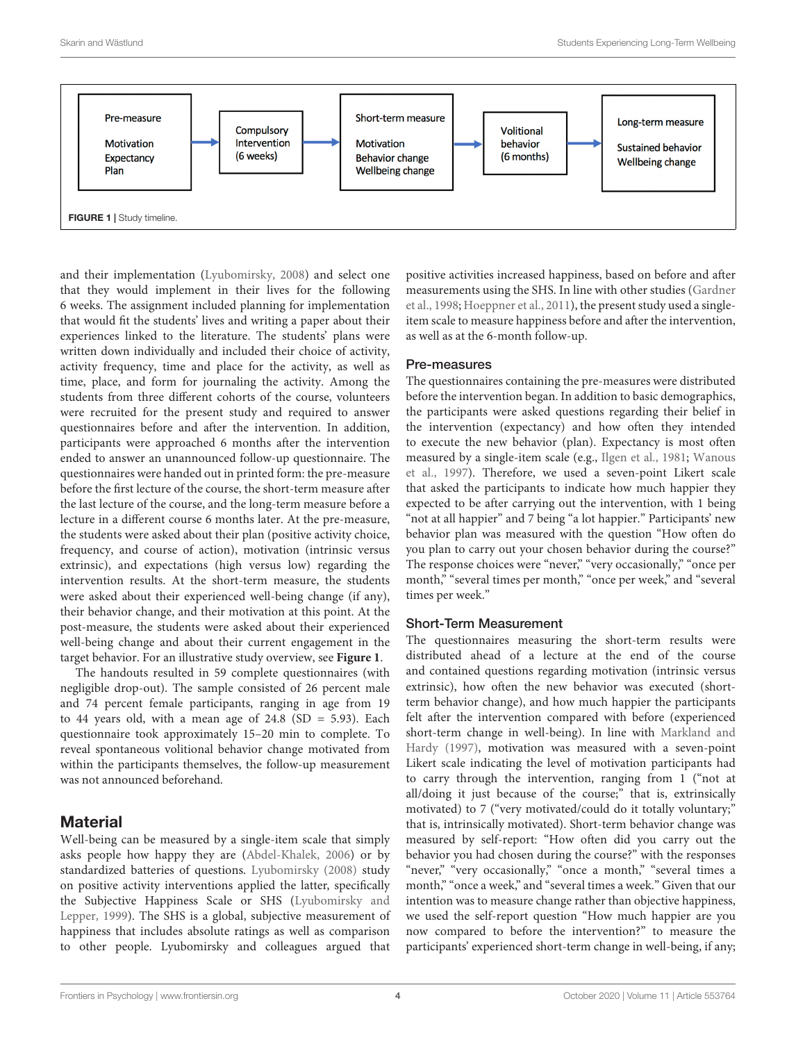Pre-measure: Motivation, Expectancy, Plan → Compulsory Intervention (6 weeks) → Short-term measure: Motivation, Behavior change, Wellbeing change → Volitional behavior (6 months) → Long-term measure: Sustained behavior, Wellbeing change

**FIGURE 1** | Study timeline.

and their implementation (Lyubomirsky, 2008) and select one that they would implement in their lives for the following 6 weeks. The assignment included planning for implementation that would fit the students' lives and writing a paper about their experiences linked to the literature. The students' plans were written down individually and included their choice of activity, activity frequency, time and place for the activity, as well as time, place, and form for journaling the activity. Among the students from three different cohorts of the course, volunteers were recruited for the present study and required to answer questionnaires before and after the intervention. In addition, participants were approached 6 months after the intervention ended to answer an unannounced follow-up questionnaire. The questionnaires were handed out in printed form: the pre-measure before the first lecture of the course, the short-term measure after the last lecture of the course, and the long-term measure before a lecture in a different course 6 months later. At the pre-measure, the students were asked about their plan (positive activity choice, frequency, and course of action), motivation (intrinsic versus extrinsic), and expectations (high versus low) regarding the intervention results. At the short-term measure, the students were asked about their experienced well-being change (if any), their behavior change, and their motivation at this point. At the post-measure, the students were asked about their experienced well-being change and about their current engagement in the target behavior. For an illustrative study overview, see **Figure 1**.

The handouts resulted in 59 complete questionnaires (with negligible drop-out). The sample consisted of 26 percent male and 74 percent female participants, ranging in age from 19 to 44 years old, with a mean age of 24.8 (SD = 5.93). Each questionnaire took approximately 15–20 min to complete. To reveal spontaneous volitional behavior change motivated from within the participants themselves, the follow-up measurement was not announced beforehand.

## Material

Well-being can be measured by a single-item scale that simply asks people how happy they are (Abdel-Khalek, 2006) or by standardized batteries of questions. Lyubomirsky (2008) study on positive activity interventions applied the latter, specifically the Subjective Happiness Scale or SHS (Lyubomirsky and Lepper, 1999). The SHS is a global, subjective measurement of happiness that includes absolute ratings as well as comparison to other people. Lyubomirsky and colleagues argued that positive activities increased happiness, based on before and after measurements using the SHS. In line with other studies (Gardner et al., 1998; Hoeppner et al., 2011), the present study used a single-item scale to measure happiness before and after the intervention, as well as at the 6-month follow-up.

### Pre-measures

The questionnaires containing the pre-measures were distributed before the intervention began. In addition to basic demographics, the participants were asked questions regarding their belief in the intervention (expectancy) and how often they intended to execute the new behavior (plan). Expectancy is most often measured by a single-item scale (e.g., Ilgen et al., 1981; Wanous et al., 1997). Therefore, we used a seven-point Likert scale that asked the participants to indicate how much happier they expected to be after carrying out the intervention, with 1 being "not at all happier" and 7 being "a lot happier." Participants' new behavior plan was measured with the question "How often do you plan to carry out your chosen behavior during the course?" The response choices were "never," "very occasionally," "once per month," "several times per month," "once per week," and "several times per week."

### Short-Term Measurement

The questionnaires measuring the short-term results were distributed ahead of a lecture at the end of the course and contained questions regarding motivation (intrinsic versus extrinsic), how often the new behavior was executed (short-term behavior change), and how much happier the participants felt after the intervention compared with before (experienced short-term change in well-being). In line with Markland and Hardy (1997), motivation was measured with a seven-point Likert scale indicating the level of motivation participants had to carry through the intervention, ranging from 1 ("not at all/doing it just because of the course;" that is, extrinsically motivated) to 7 ("very motivated/could do it totally voluntary;" that is, intrinsically motivated). Short-term behavior change was measured by self-report: "How often did you carry out the behavior you had chosen during the course?" with the responses "never," "very occasionally," "once a month," "several times a month," "once a week," and "several times a week." Given that our intention was to measure change rather than objective happiness, we used the self-report question "How much happier are you now compared to before the intervention?" to measure the participants' experienced short-term change in well-being, if any;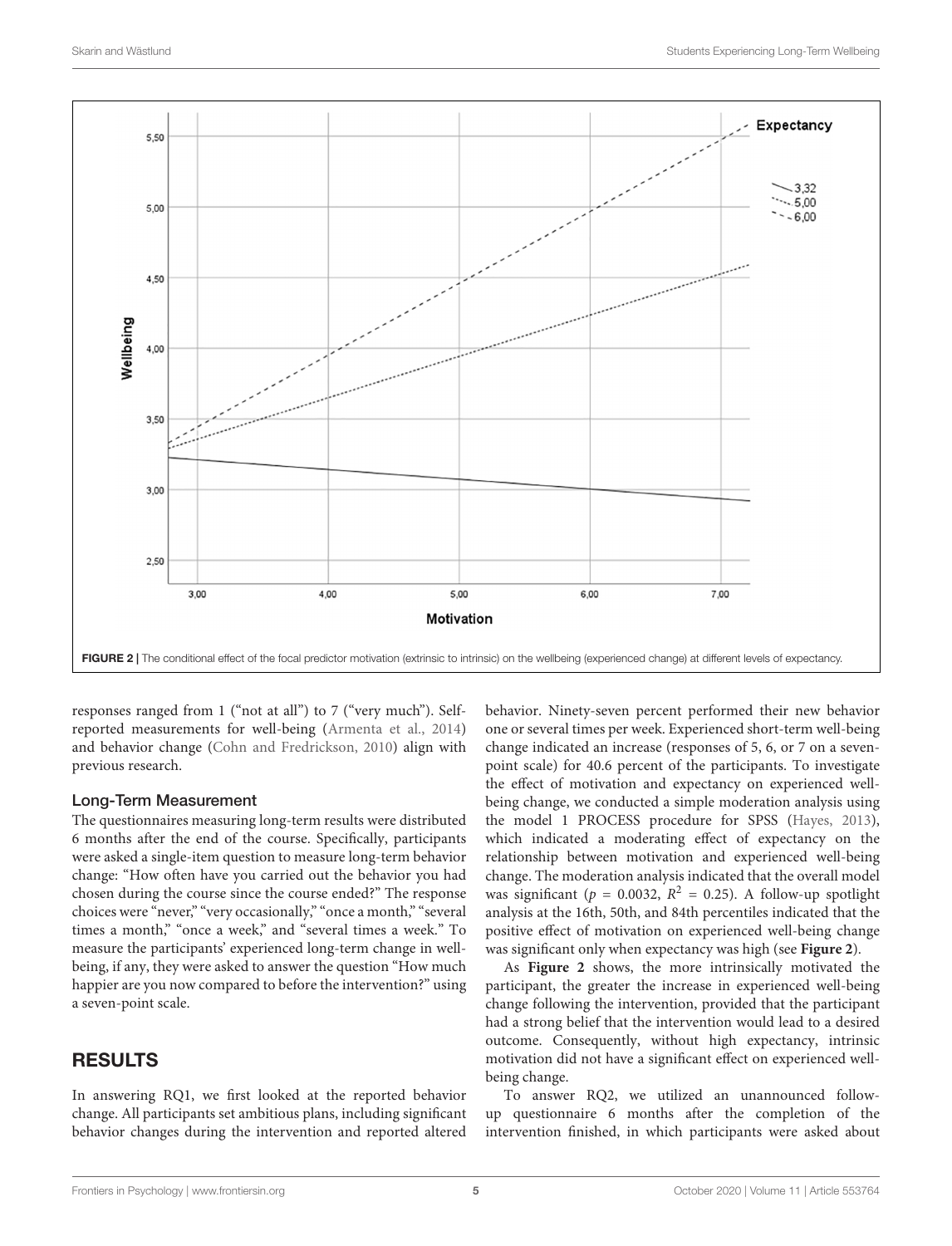FIGURE 2 | The conditional effect of the focal predictor motivation (extrinsic to intrinsic) on the wellbeing (experienced change) at different levels of expectancy.

responses ranged from 1 ("not at all") to 7 ("very much"). Self-reported measurements for well-being (Armenta et al., 2014) and behavior change (Cohn and Fredrickson, 2010) align with previous research.

### Long-Term Measurement

The questionnaires measuring long-term results were distributed 6 months after the end of the course. Specifically, participants were asked a single-item question to measure long-term behavior change: "How often have you carried out the behavior you had chosen during the course since the course ended?" The response choices were "never," "very occasionally," "once a month," "several times a month," "once a week," and "several times a week." To measure the participants' experienced long-term change in well-being, if any, they were asked to answer the question "How much happier are you now compared to before the intervention?" using a seven-point scale.

## RESULTS

In answering RQ1, we first looked at the reported behavior change. All participants set ambitious plans, including significant behavior changes during the intervention and reported altered behavior. Ninety-seven percent performed their new behavior one or several times per week. Experienced short-term well-being change indicated an increase (responses of 5, 6, or 7 on a seven-point scale) for 40.6 percent of the participants. To investigate the effect of motivation and expectancy on experienced well-being change, we conducted a simple moderation analysis using the model 1 PROCESS procedure for SPSS (Hayes, 2013), which indicated a moderating effect of expectancy on the relationship between motivation and experienced well-being change. The moderation analysis indicated that the overall model was significant ($p = 0.0032$, $R^2 = 0.25$). A follow-up spotlight analysis at the 16th, 50th, and 84th percentiles indicated that the positive effect of motivation on experienced well-being change was significant only when expectancy was high (see **Figure 2**).

As **Figure 2** shows, the more intrinsically motivated the participant, the greater the increase in experienced well-being change following the intervention, provided that the participant had a strong belief that the intervention would lead to a desired outcome. Consequently, without high expectancy, intrinsic motivation did not have a significant effect on experienced well-being change.

To answer RQ2, we utilized an unannounced follow-up questionnaire 6 months after the completion of the intervention finished, in which participants were asked about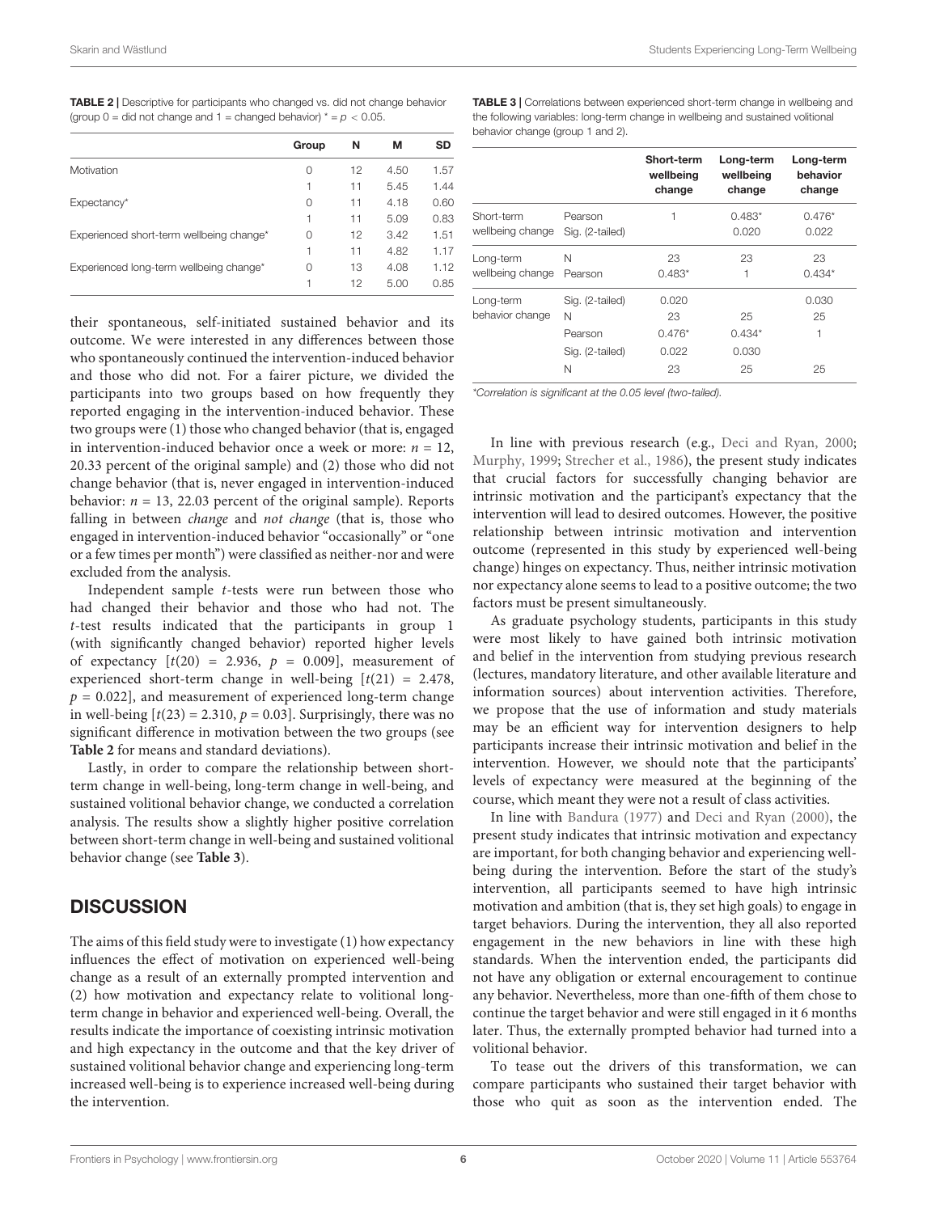**TABLE 2 |** Descriptive for participants who changed vs. did not change behavior (group 0 = did not change and 1 = changed behavior) * = $p < 0.05$.

| | Group | N | M | SD |
|---|---|---|---|---|
| Motivation | 0 | 12 | 4.50 | 1.57 |
| | 1 | 11 | 5.45 | 1.44 |
| Expectancy* | 0 | 11 | 4.18 | 0.60 |
| | 1 | 11 | 5.09 | 0.83 |
| Experienced short-term wellbeing change* | 0 | 12 | 3.42 | 1.51 |
| | 1 | 11 | 4.82 | 1.17 |
| Experienced long-term wellbeing change* | 0 | 13 | 4.08 | 1.12 |
| | 1 | 12 | 5.00 | 0.85 |

their spontaneous, self-initiated sustained behavior and its outcome. We were interested in any differences between those who spontaneously continued the intervention-induced behavior and those who did not. For a fairer picture, we divided the participants into two groups based on how frequently they reported engaging in the intervention-induced behavior. These two groups were (1) those who changed behavior (that is, engaged in intervention-induced behavior once a week or more: $n = 12$, 20.33 percent of the original sample) and (2) those who did not change behavior (that is, never engaged in intervention-induced behavior: $n = 13$, 22.03 percent of the original sample). Reports falling in between *change* and *not change* (that is, those who engaged in intervention-induced behavior "occasionally" or "one or a few times per month") were classified as neither-nor and were excluded from the analysis.

Independent sample *t*-tests were run between those who had changed their behavior and those who had not. The *t*-test results indicated that the participants in group 1 (with significantly changed behavior) reported higher levels of expectancy [$t(20) = 2.936$, $p = 0.009$], measurement of experienced short-term change in well-being [$t(21) = 2.478$, $p = 0.022$], and measurement of experienced long-term change in well-being [$t(23) = 2.310$, $p = 0.03$]. Surprisingly, there was no significant difference in motivation between the two groups (see **Table 2** for means and standard deviations).

Lastly, in order to compare the relationship between short-term change in well-being, long-term change in well-being, and sustained volitional behavior change, we conducted a correlation analysis. The results show a slightly higher positive correlation between short-term change in well-being and sustained volitional behavior change (see **Table 3**).

**TABLE 3 |** Correlations between experienced short-term change in wellbeing and the following variables: long-term change in wellbeing and sustained volitional behavior change (group 1 and 2).

| | | Short-term wellbeing change | Long-term wellbeing change | Long-term behavior change |
|---|---|---|---|---|
| Short-term wellbeing change | Pearson | 1 | 0.483* | 0.476* |
| | Sig. (2-tailed) | | 0.020 | 0.022 |
| | N | 23 | 23 | 23 |
| Long-term wellbeing change | Pearson | 0.483* | 1 | 0.434* |
| | Sig. (2-tailed) | 0.020 | | 0.030 |
| | N | 23 | 25 | 25 |
| Long-term behavior change | Pearson | 0.476* | 0.434* | 1 |
| | Sig. (2-tailed) | 0.022 | 0.030 | |
| | N | 23 | 25 | 25 |

*Correlation is significant at the 0.05 level (two-tailed).

## DISCUSSION

The aims of this field study were to investigate (1) how expectancy influences the effect of motivation on experienced well-being change as a result of an externally prompted intervention and (2) how motivation and expectancy relate to volitional long-term change in behavior and experienced well-being. Overall, the results indicate the importance of coexisting intrinsic motivation and high expectancy in the outcome and that the key driver of sustained volitional behavior change and experiencing long-term increased well-being is to experience increased well-being during the intervention.

In line with previous research (e.g., Deci and Ryan, 2000; Murphy, 1999; Strecher et al., 1986), the present study indicates that crucial factors for successfully changing behavior are intrinsic motivation and the participant's expectancy that the intervention will lead to desired outcomes. However, the positive relationship between intrinsic motivation and intervention outcome (represented in this study by experienced well-being change) hinges on expectancy. Thus, neither intrinsic motivation nor expectancy alone seems to lead to a positive outcome; the two factors must be present simultaneously.

As graduate psychology students, participants in this study were most likely to have gained both intrinsic motivation and belief in the intervention from studying previous research (lectures, mandatory literature, and other available literature and information sources) about intervention activities. Therefore, we propose that the use of information and study materials may be an efficient way for intervention designers to help participants increase their intrinsic motivation and belief in the intervention. However, we should note that the participants' levels of expectancy were measured at the beginning of the course, which meant they were not a result of class activities.

In line with Bandura (1977) and Deci and Ryan (2000), the present study indicates that intrinsic motivation and expectancy are important, for both changing behavior and experiencing well-being during the intervention. Before the start of the study's intervention, all participants seemed to have high intrinsic motivation and ambition (that is, they set high goals) to engage in target behaviors. During the intervention, they all also reported engagement in the new behaviors in line with these high standards. When the intervention ended, the participants did not have any obligation or external encouragement to continue any behavior. Nevertheless, more than one-fifth of them chose to continue the target behavior and were still engaged in it 6 months later. Thus, the externally prompted behavior had turned into a volitional behavior.

To tease out the drivers of this transformation, we can compare participants who sustained their target behavior with those who quit as soon as the intervention ended. The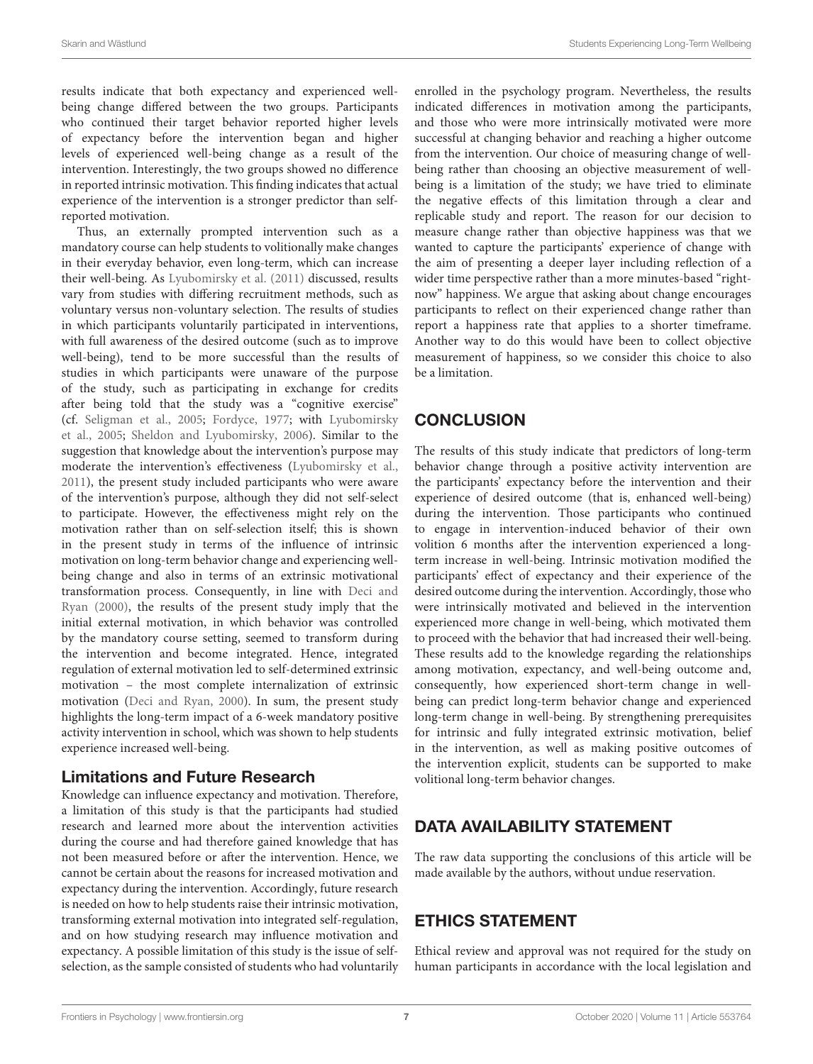results indicate that both expectancy and experienced well-being change differed between the two groups. Participants who continued their target behavior reported higher levels of expectancy before the intervention began and higher levels of experienced well-being change as a result of the intervention. Interestingly, the two groups showed no difference in reported intrinsic motivation. This finding indicates that actual experience of the intervention is a stronger predictor than self-reported motivation.

Thus, an externally prompted intervention such as a mandatory course can help students to volitionally make changes in their everyday behavior, even long-term, which can increase their well-being. As Lyubomirsky et al. (2011) discussed, results vary from studies with differing recruitment methods, such as voluntary versus non-voluntary selection. The results of studies in which participants voluntarily participated in interventions, with full awareness of the desired outcome (such as to improve well-being), tend to be more successful than the results of studies in which participants were unaware of the purpose of the study, such as participating in exchange for credits after being told that the study was a "cognitive exercise" (cf. Seligman et al., 2005; Fordyce, 1977; with Lyubomirsky et al., 2005; Sheldon and Lyubomirsky, 2006). Similar to the suggestion that knowledge about the intervention's purpose may moderate the intervention's effectiveness (Lyubomirsky et al., 2011), the present study included participants who were aware of the intervention's purpose, although they did not self-select to participate. However, the effectiveness might rely on the motivation rather than on self-selection itself; this is shown in the present study in terms of the influence of intrinsic motivation on long-term behavior change and experiencing well-being change and also in terms of an extrinsic motivational transformation process. Consequently, in line with Deci and Ryan (2000), the results of the present study imply that the initial external motivation, in which behavior was controlled by the mandatory course setting, seemed to transform during the intervention and become integrated. Hence, integrated regulation of external motivation led to self-determined extrinsic motivation – the most complete internalization of extrinsic motivation (Deci and Ryan, 2000). In sum, the present study highlights the long-term impact of a 6-week mandatory positive activity intervention in school, which was shown to help students experience increased well-being.

### Limitations and Future Research

Knowledge can influence expectancy and motivation. Therefore, a limitation of this study is that the participants had studied research and learned more about the intervention activities during the course and had therefore gained knowledge that has not been measured before or after the intervention. Hence, we cannot be certain about the reasons for increased motivation and expectancy during the intervention. Accordingly, future research is needed on how to help students raise their intrinsic motivation, transforming external motivation into integrated self-regulation, and on how studying research may influence motivation and expectancy. A possible limitation of this study is the issue of self-selection, as the sample consisted of students who had voluntarily enrolled in the psychology program. Nevertheless, the results indicated differences in motivation among the participants, and those who were more intrinsically motivated were more successful at changing behavior and reaching a higher outcome from the intervention. Our choice of measuring change of well-being rather than choosing an objective measurement of well-being is a limitation of the study; we have tried to eliminate the negative effects of this limitation through a clear and replicable study and report. The reason for our decision to measure change rather than objective happiness was that we wanted to capture the participants' experience of change with the aim of presenting a deeper layer including reflection of a wider time perspective rather than a more minutes-based "right-now" happiness. We argue that asking about change encourages participants to reflect on their experienced change rather than report a happiness rate that applies to a shorter timeframe. Another way to do this would have been to collect objective measurement of happiness, so we consider this choice to also be a limitation.

## CONCLUSION

The results of this study indicate that predictors of long-term behavior change through a positive activity intervention are the participants' expectancy before the intervention and their experience of desired outcome (that is, enhanced well-being) during the intervention. Those participants who continued to engage in intervention-induced behavior of their own volition 6 months after the intervention experienced a long-term increase in well-being. Intrinsic motivation modified the participants' effect of expectancy and their experience of the desired outcome during the intervention. Accordingly, those who were intrinsically motivated and believed in the intervention experienced more change in well-being, which motivated them to proceed with the behavior that had increased their well-being. These results add to the knowledge regarding the relationships among motivation, expectancy, and well-being outcome and, consequently, how experienced short-term change in well-being can predict long-term behavior change and experienced long-term change in well-being. By strengthening prerequisites for intrinsic and fully integrated extrinsic motivation, belief in the intervention, as well as making positive outcomes of the intervention explicit, students can be supported to make volitional long-term behavior changes.

## DATA AVAILABILITY STATEMENT

The raw data supporting the conclusions of this article will be made available by the authors, without undue reservation.

## ETHICS STATEMENT

Ethical review and approval was not required for the study on human participants in accordance with the local legislation and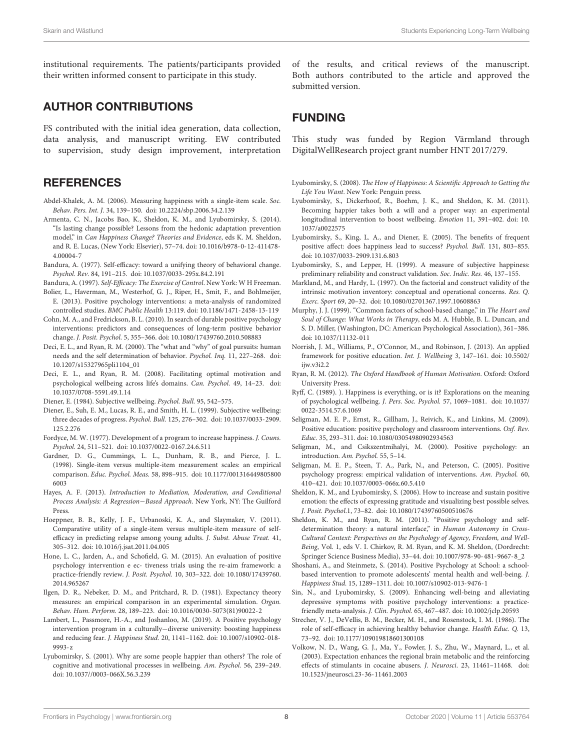institutional requirements. The patients/participants provided their written informed consent to participate in this study.

## AUTHOR CONTRIBUTIONS

FS contributed with the initial idea generation, data collection, data analysis, and manuscript writing. EW contributed to supervision, study design improvement, interpretation of the results, and critical reviews of the manuscript. Both authors contributed to the article and approved the submitted version.

## FUNDING

This study was funded by Region Värmland through DigitalWellResearch project grant number HNT 2017/279.

## REFERENCES

Abdel-Khalek, A. M. (2006). Measuring happiness with a single-item scale. *Soc. Behav. Pers. Int. J.* 34, 139–150. doi: 10.2224/sbp.2006.34.2.139

Armenta, C. N., Jacobs Bao, K., Sheldon, K. M., and Lyubomirsky, S. (2014). "Is lasting change possible? Lessons from the hedonic adaptation prevention model," in *Can Happiness Change? Theories and Evidence*, eds K. M. Sheldon, and R. E. Lucas, (New York: Elsevier), 57–74. doi: 10.1016/b978-0-12-411478-4.00004-7

Bandura, A. (1977). Self-efficacy: toward a unifying theory of behavioral change. *Psychol. Rev.* 84, 191–215. doi: 10.1037/0033-295x.84.2.191

Bandura, A. (1997). *Self-Efficacy: The Exercise of Control*. New York: W H Freeman.

Bolier, L., Haverman, M., Westerhof, G. J., Riper, H., Smit, F., and Bohlmeijer, E. (2013). Positive psychology interventions: a meta-analysis of randomized controlled studies. *BMC Public Health* 13:119. doi: 10.1186/1471-2458-13-119

Cohn, M. A., and Fredrickson, B. L. (2010). In search of durable positive psychology interventions: predictors and consequences of long-term positive behavior change. *J. Posit. Psychol.* 5, 355–366. doi: 10.1080/17439760.2010.508883

Deci, E. L., and Ryan, R. M. (2000). The "what and "why" of goal pursuits: human needs and the self determination of behavior. *Psychol. Inq.* 11, 227–268. doi: 10.1207/s15327965pli1104_01

Deci, E. L., and Ryan, R. M. (2008). Facilitating optimal motivation and psychological wellbeing across life's domains. *Can. Psychol.* 49, 14–23. doi: 10.1037/0708-5591.49.1.14

Diener, E. (1984). Subjective wellbeing. *Psychol. Bull.* 95, 542–575.

Diener, E., Suh, E. M., Lucas, R. E., and Smith, H. L. (1999). Subjective wellbeing: three decades of progress. *Psychol. Bull.* 125, 276–302. doi: 10.1037/0033-2909.125.2.276

Fordyce, M. W. (1977). Development of a program to increase happiness. *J. Couns. Psychol.* 24, 511–521. doi: 10.1037/0022-0167.24.6.511

Gardner, D. G., Cummings, L. L., Dunham, R. B., and Pierce, J. L. (1998). Single-item versus multiple-item measurement scales: an empirical comparison. *Educ. Psychol. Meas.* 58, 898–915. doi: 10.1177/0013164498058006003

Hayes, A. F. (2013). *Introduction to Mediation, Moderation, and Conditional Process Analysis: A Regression—Based Approach*. New York, NY: The Guilford Press.

Hoeppner, B. B., Kelly, J. F., Urbanoski, K. A., and Slaymaker, V. (2011). Comparative utility of a single-item versus multiple-item measure of self-efficacy in predicting relapse among young adults. *J. Subst. Abuse Treat.* 41, 305–312. doi: 10.1016/j.jsat.2011.04.005

Hone, L. C., Jarden, A., and Schofield, G. M. (2015). An evaluation of positive psychology intervention e ec- tiveness trials using the re-aim framework: a practice-friendly review. *J. Posit. Psychol.* 10, 303–322. doi: 10.1080/17439760.2014.965267

Ilgen, D. R., Nebeker, D. M., and Pritchard, R. D. (1981). Expectancy theory measures: an empirical comparison in an experimental simulation. *Organ. Behav. Hum. Perform.* 28, 189–223. doi: 10.1016/0030-5073(81)90022-2

Lambert, L., Passmore, H.-A., and Joshanloo, M. (2019). A Positive psychology intervention program in a culturally—diverse university: boosting happiness and reducing fear. *J. Happiness Stud.* 20, 1141–1162. doi: 10.1007/s10902-018-9993-z

Lyubomirsky, S. (2001). Why are some people happier than others? The role of cognitive and motivational processes in wellbeing. *Am. Psychol.* 56, 239–249. doi: 10.1037//0003-066X.56.3.239

Lyubomirsky, S. (2008). *The How of Happiness: A Scientific Approach to Getting the Life You Want*. New York: Penguin press.

Lyubomirsky, S., Dickerhoof, R., Boehm, J. K., and Sheldon, K. M. (2011). Becoming happier takes both a will and a proper way: an experimental longitudinal intervention to boost wellbeing. *Emotion* 11, 391–402. doi: 10.1037/a0022575

Lyubomirsky, S., King, L. A., and Diener, E. (2005). The benefits of frequent positive affect: does happiness lead to success? *Psychol. Bull.* 131, 803–855. doi: 10.1037/0033-2909.131.6.803

Lyubomirsky, S., and Lepper, H. (1999). A measure of subjective happiness: preliminary reliability and construct validation. *Soc. Indic. Res.* 46, 137–155.

Markland, M., and Hardy, L. (1997). On the factorial and construct validity of the intrinsic motivation inventory: conceptual and operational concerns. *Res. Q. Exerc. Sport* 69, 20–32. doi: 10.1080/02701367.1997.10608863

Murphy, J. J. (1999). "Common factors of school-based change," in *The Heart and Soul of Change: What Works in Therapy*, eds M. A. Hubble, B. L. Duncan, and S. D. Miller, (Washington, DC: American Psychological Association), 361–386. doi: 10.1037/11132-011

Norrish, J. M., Williams, P., O'Connor, M., and Robinson, J. (2013). An applied framework for positive education. *Int. J. Wellbeing* 3, 147–161. doi: 10.5502/ijw.v3i2.2

Ryan, R. M. (2012). *The Oxford Handbook of Human Motivation*. Oxford: Oxford University Press.

Ryff, C. (1989). ). Happiness is everything, or is it? Explorations on the meaning of psychological wellbeing. *J. Pers. Soc. Psychol.* 57, 1069–1081. doi: 10.1037/0022-3514.57.6.1069

Seligman, M. E. P., Ernst, R., Gillham, J., Reivich, K., and Linkins, M. (2009). Positive education: positive psychology and classroom interventions. *Oxf. Rev. Educ.* 35, 293–311. doi: 10.1080/03054980902934563

Seligman, M., and Csikszentmihalyi, M. (2000). Positive psychology: an introduction. *Am. Psychol.* 55, 5–14.

Seligman, M. E. P., Steen, T. A., Park, N., and Peterson, C. (2005). Positive psychology progress: empirical validation of interventions. *Am. Psychol.* 60, 410–421. doi: 10.1037/0003-066x.60.5.410

Sheldon, K. M., and Lyubomirsky, S. (2006). How to increase and sustain positive emotion: the effects of expressing gratitude and visualizing best possible selves. *J. Posit. Psychol.*1, 73–82. doi: 10.1080/17439760500510676

Sheldon, K. M., and Ryan, R. M. (2011). "Positive psychology and self-determination theory: a natural interface," in *Human Autonomy in Cross-Cultural Context: Perspectives on the Psychology of Agency, Freedom, and Well-Being*, Vol. 1, eds V. I. Chirkov, R. M. Ryan, and K. M. Sheldon, (Dordrecht: Springer Science Business Media), 33–44. doi: 10.1007/978-90-481-9667-8_2

Shoshani, A., and Steinmetz, S. (2014). Positive Psychology at School: a school-based intervention to promote adolescents' mental health and well-being. *J. Happiness Stud.* 15, 1289–1311. doi: 10.1007/s10902-013-9476-1

Sin, N., and Lyubomirsky, S. (2009). Enhancing well-being and alleviating depressive symptoms with positive psychology interventions: a practice-friendly meta-analysis. *J. Clin. Psychol.* 65, 467–487. doi: 10.1002/jclp.20593

Strecher, V. J., DeVellis, B. M., Becker, M. H., and Rosenstock, I. M. (1986). The role of self-efficacy in achieving healthy behavior change. *Health Educ. Q.* 13, 73–92. doi: 10.1177/109019818601300108

Volkow, N. D., Wang, G. J., Ma, Y., Fowler, J. S., Zhu, W., Maynard, L., et al. (2003). Expectation enhances the regional brain metabolic and the reinforcing effects of stimulants in cocaine abusers. *J. Neurosci.* 23, 11461–11468. doi: 10.1523/jneurosci.23-36-11461.2003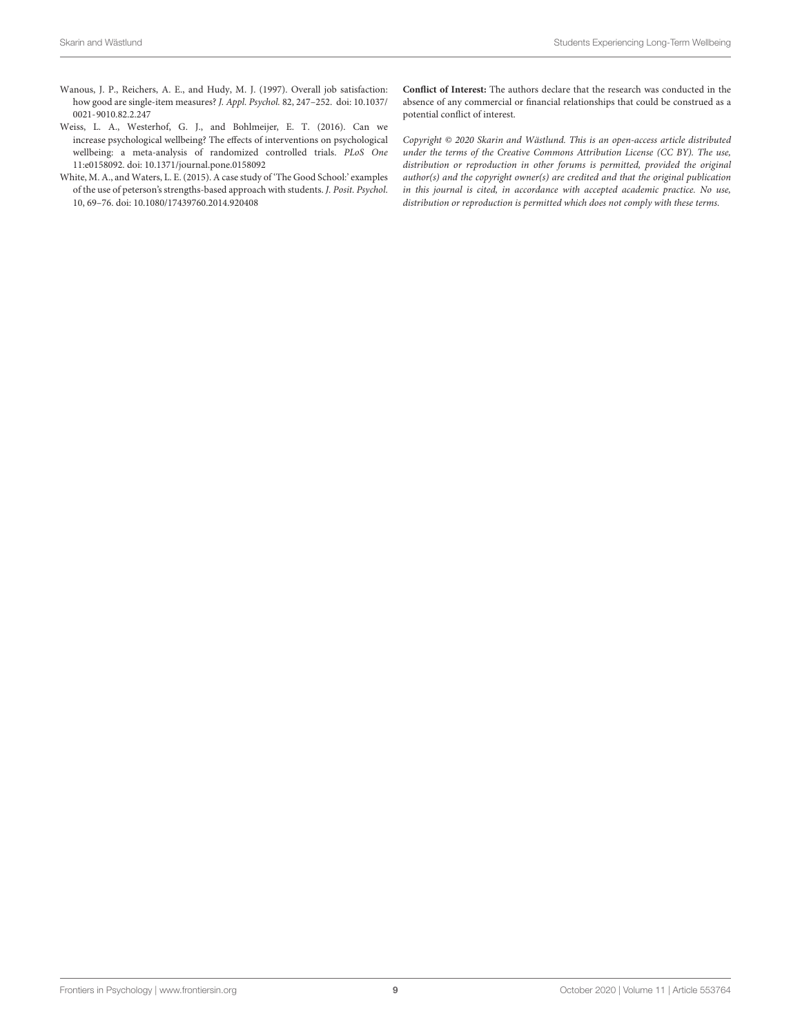Wanous, J. P., Reichers, A. E., and Hudy, M. J. (1997). Overall job satisfaction: how good are single-item measures? *J. Appl. Psychol.* 82, 247–252. doi: 10.1037/0021-9010.82.2.247

Weiss, L. A., Westerhof, G. J., and Bohlmeijer, E. T. (2016). Can we increase psychological wellbeing? The effects of interventions on psychological wellbeing: a meta-analysis of randomized controlled trials. *PLoS One* 11:e0158092. doi: 10.1371/journal.pone.0158092

White, M. A., and Waters, L. E. (2015). A case study of 'The Good School:' examples of the use of peterson's strengths-based approach with students. *J. Posit. Psychol.* 10, 69–76. doi: 10.1080/17439760.2014.920408

**Conflict of Interest:** The authors declare that the research was conducted in the absence of any commercial or financial relationships that could be construed as a potential conflict of interest.

*Copyright © 2020 Skarin and Wästlund. This is an open-access article distributed under the terms of the Creative Commons Attribution License (CC BY). The use, distribution or reproduction in other forums is permitted, provided the original author(s) and the copyright owner(s) are credited and that the original publication in this journal is cited, in accordance with accepted academic practice. No use, distribution or reproduction is permitted which does not comply with these terms.*